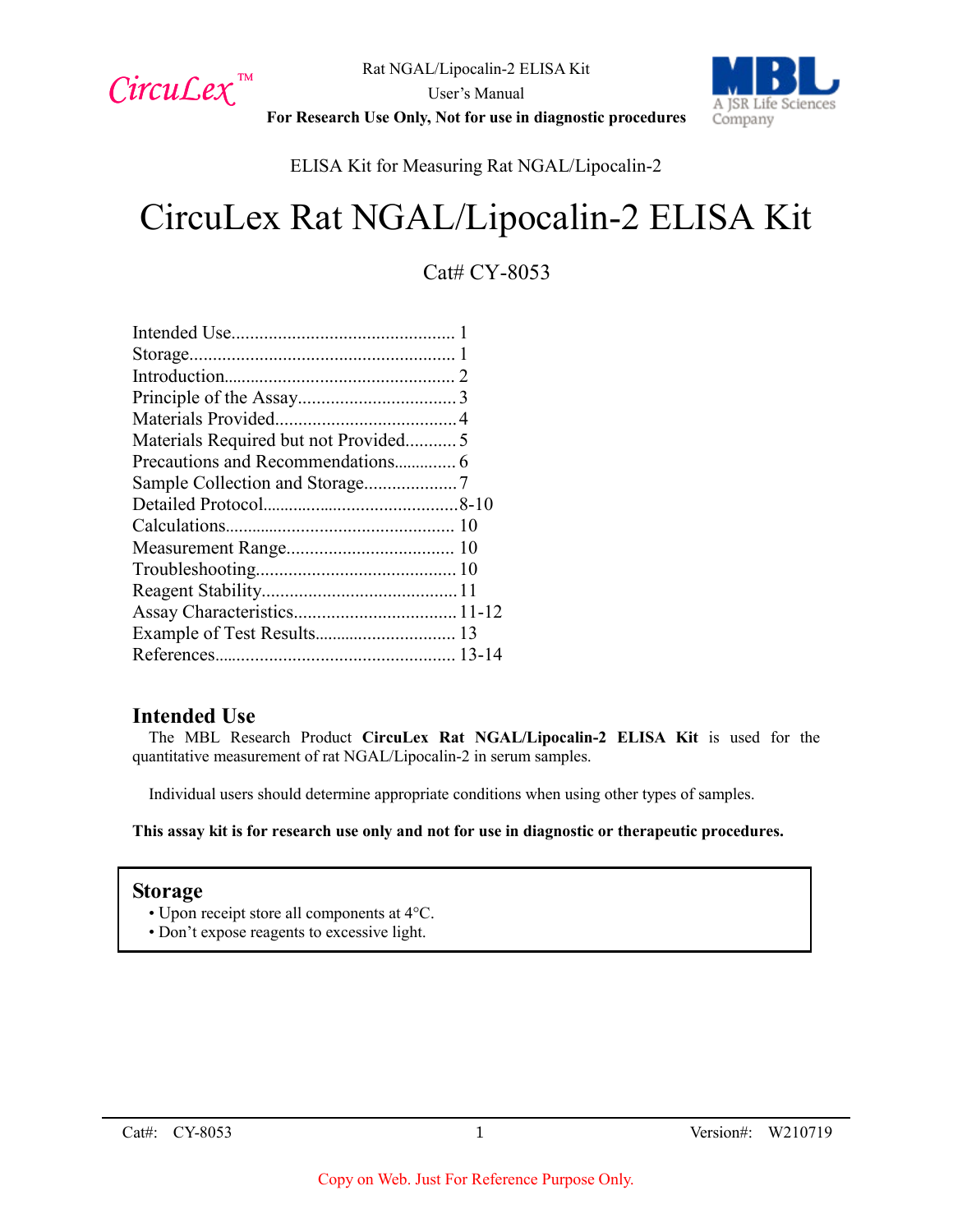CircuLex™

Rat NGAL/Lipocalin-2 ELISA Kit
User's Manual
**For Research Use Only, Not for use in diagnostic procedures**

ELISA Kit for Measuring Rat NGAL/Lipocalin-2

# CircuLex Rat NGAL/Lipocalin-2 ELISA Kit

Cat# CY-8053

Intended Use................................................ 1
Storage......................................................... 1
Introduction.................................................. 2
Principle of the Assay.................................. 3
Materials Provided....................................... 4
Materials Required but not Provided........... 5
Precautions and Recommendations............. 6
Sample Collection and Storage.................... 7
Detailed Protocol...........................................8-10
Calculations.................................................. 10
Measurement Range.................................... 10
Troubleshooting........................................... 10
Reagent Stability.......................................... 11
Assay Characteristics................................... 11-12
Example of Test Results............................... 13
References.................................................... 13-14

## Intended Use

The MBL Research Product **CircuLex Rat NGAL/Lipocalin-2 ELISA Kit** is used for the quantitative measurement of rat NGAL/Lipocalin-2 in serum samples.

Individual users should determine appropriate conditions when using other types of samples.

**This assay kit is for research use only and not for use in diagnostic or therapeutic procedures.**

## Storage

- Upon receipt store all components at 4°C.
- Don't expose reagents to excessive light.

Copy on Web. Just For Reference Purpose Only.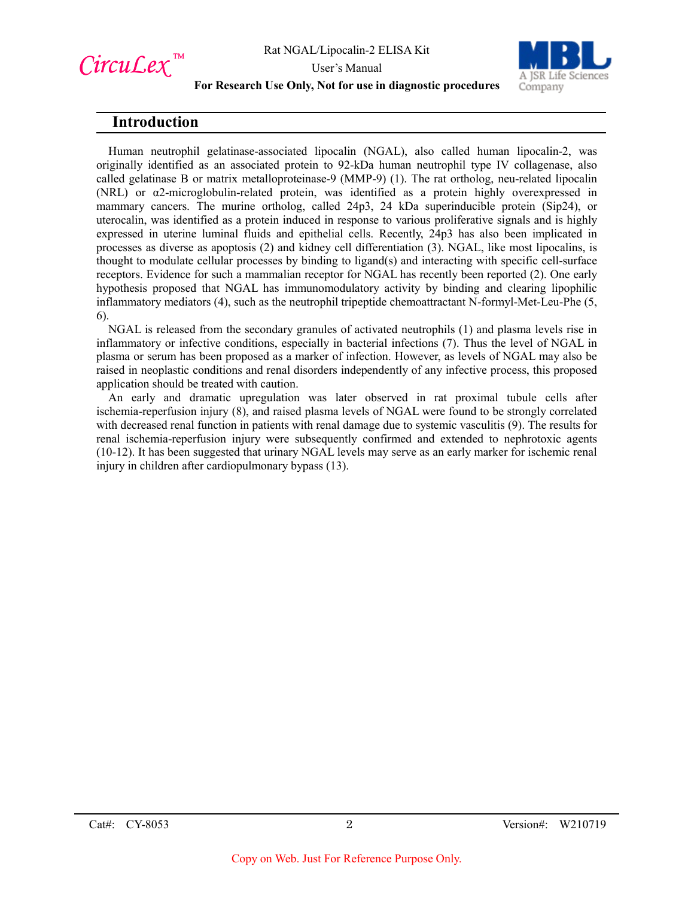## Introduction

Human neutrophil gelatinase-associated lipocalin (NGAL), also called human lipocalin-2, was originally identified as an associated protein to 92-kDa human neutrophil type IV collagenase, also called gelatinase B or matrix metalloproteinase-9 (MMP-9) (1). The rat ortholog, neu-related lipocalin (NRL) or α2-microglobulin-related protein, was identified as a protein highly overexpressed in mammary cancers. The murine ortholog, called 24p3, 24 kDa superinducible protein (Sip24), or uterocalin, was identified as a protein induced in response to various proliferative signals and is highly expressed in uterine luminal fluids and epithelial cells. Recently, 24p3 has also been implicated in processes as diverse as apoptosis (2) and kidney cell differentiation (3). NGAL, like most lipocalins, is thought to modulate cellular processes by binding to ligand(s) and interacting with specific cell-surface receptors. Evidence for such a mammalian receptor for NGAL has recently been reported (2). One early hypothesis proposed that NGAL has immunomodulatory activity by binding and clearing lipophilic inflammatory mediators (4), such as the neutrophil tripeptide chemoattractant N-formyl-Met-Leu-Phe (5, 6).

NGAL is released from the secondary granules of activated neutrophils (1) and plasma levels rise in inflammatory or infective conditions, especially in bacterial infections (7). Thus the level of NGAL in plasma or serum has been proposed as a marker of infection. However, as levels of NGAL may also be raised in neoplastic conditions and renal disorders independently of any infective process, this proposed application should be treated with caution.

An early and dramatic upregulation was later observed in rat proximal tubule cells after ischemia-reperfusion injury (8), and raised plasma levels of NGAL were found to be strongly correlated with decreased renal function in patients with renal damage due to systemic vasculitis (9). The results for renal ischemia-reperfusion injury were subsequently confirmed and extended to nephrotoxic agents (10-12). It has been suggested that urinary NGAL levels may serve as an early marker for ischemic renal injury in children after cardiopulmonary bypass (13).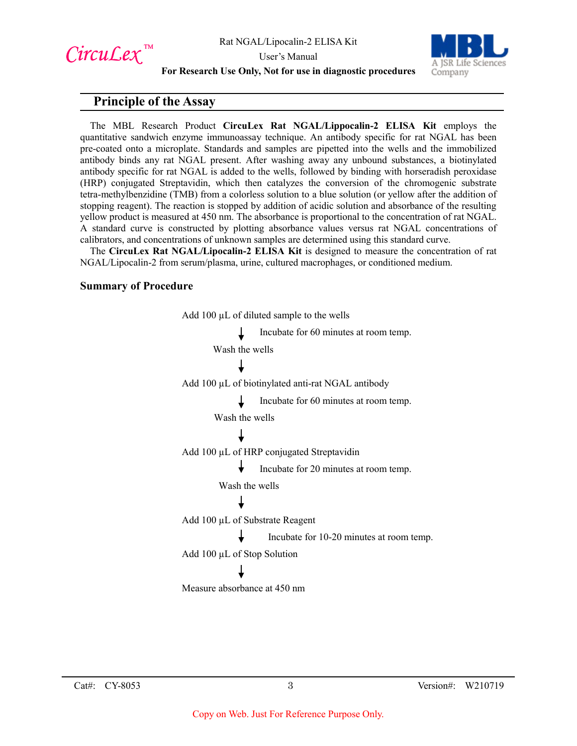## Principle of the Assay

The MBL Research Product **CircuLex Rat NGAL/Lippocalin-2 ELISA Kit** employs the quantitative sandwich enzyme immunoassay technique. An antibody specific for rat NGAL has been pre-coated onto a microplate. Standards and samples are pipetted into the wells and the immobilized antibody binds any rat NGAL present. After washing away any unbound substances, a biotinylated antibody specific for rat NGAL is added to the wells, followed by binding with horseradish peroxidase (HRP) conjugated Streptavidin, which then catalyzes the conversion of the chromogenic substrate tetra-methylbenzidine (TMB) from a colorless solution to a blue solution (or yellow after the addition of stopping reagent). The reaction is stopped by addition of acidic solution and absorbance of the resulting yellow product is measured at 450 nm. The absorbance is proportional to the concentration of rat NGAL. A standard curve is constructed by plotting absorbance values versus rat NGAL concentrations of calibrators, and concentrations of unknown samples are determined using this standard curve.

The **CircuLex Rat NGAL/Lipocalin-2 ELISA Kit** is designed to measure the concentration of rat NGAL/Lipocalin-2 from serum/plasma, urine, cultured macrophages, or conditioned medium.

### Summary of Procedure

Add 100 µL of diluted sample to the wells

↓ Incubate for 60 minutes at room temp.

Wash the wells

↓

Add 100 µL of biotinylated anti-rat NGAL antibody

↓ Incubate for 60 minutes at room temp.

Wash the wells

↓

Add 100 µL of HRP conjugated Streptavidin

↓ Incubate for 20 minutes at room temp.

Wash the wells

↓

Add 100 µL of Substrate Reagent

↓ Incubate for 10-20 minutes at room temp.

Add 100 µL of Stop Solution

↓

Measure absorbance at 450 nm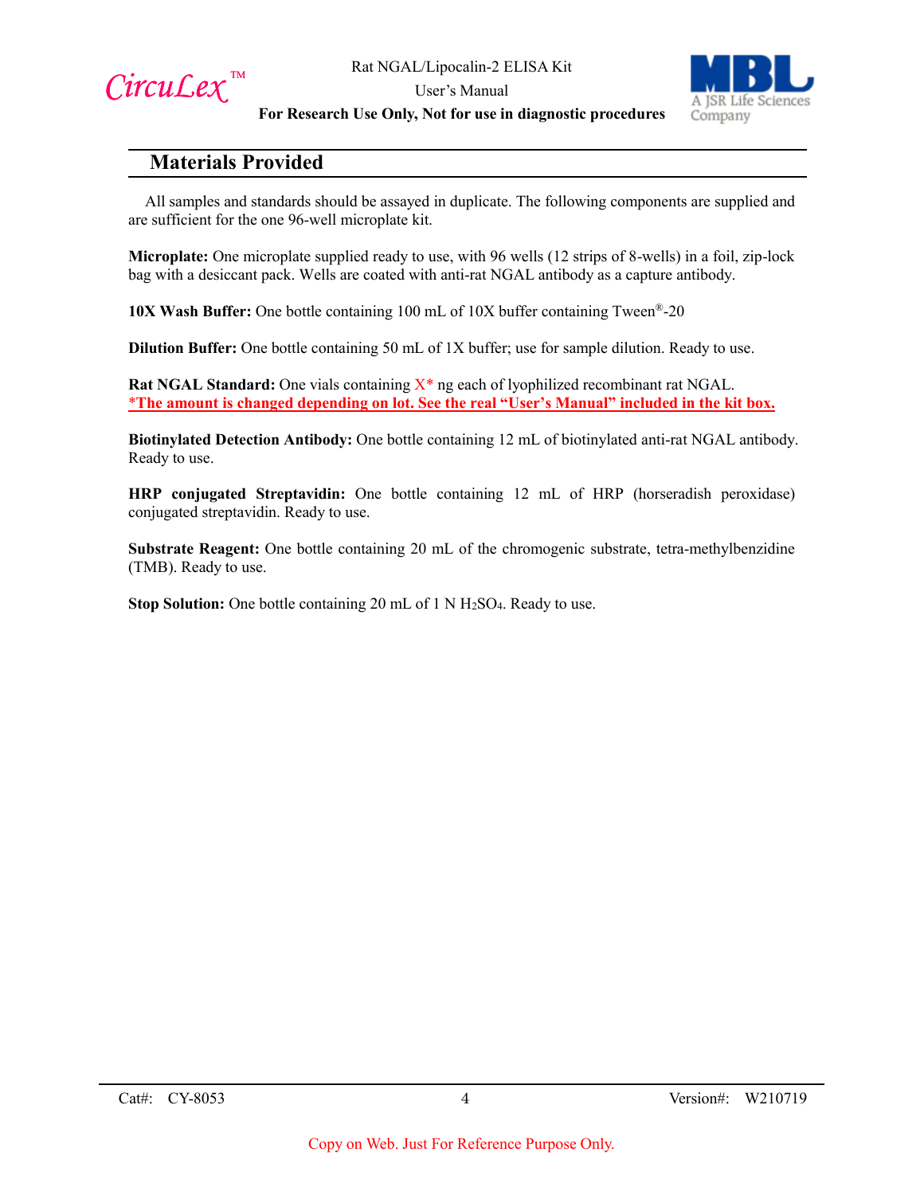## Materials Provided

All samples and standards should be assayed in duplicate. The following components are supplied and are sufficient for the one 96-well microplate kit.

**Microplate:** One microplate supplied ready to use, with 96 wells (12 strips of 8-wells) in a foil, zip-lock bag with a desiccant pack. Wells are coated with anti-rat NGAL antibody as a capture antibody.

**10X Wash Buffer:** One bottle containing 100 mL of 10X buffer containing Tween®-20

**Dilution Buffer:** One bottle containing 50 mL of 1X buffer; use for sample dilution. Ready to use.

**Rat NGAL Standard:** One vials containing X* ng each of lyophilized recombinant rat NGAL.
***The amount is changed depending on lot. See the real "User's Manual" included in the kit box.**

**Biotinylated Detection Antibody:** One bottle containing 12 mL of biotinylated anti-rat NGAL antibody. Ready to use.

**HRP conjugated Streptavidin:** One bottle containing 12 mL of HRP (horseradish peroxidase) conjugated streptavidin. Ready to use.

**Substrate Reagent:** One bottle containing 20 mL of the chromogenic substrate, tetra-methylbenzidine (TMB). Ready to use.

**Stop Solution:** One bottle containing 20 mL of 1 N $H_2SO_4$. Ready to use.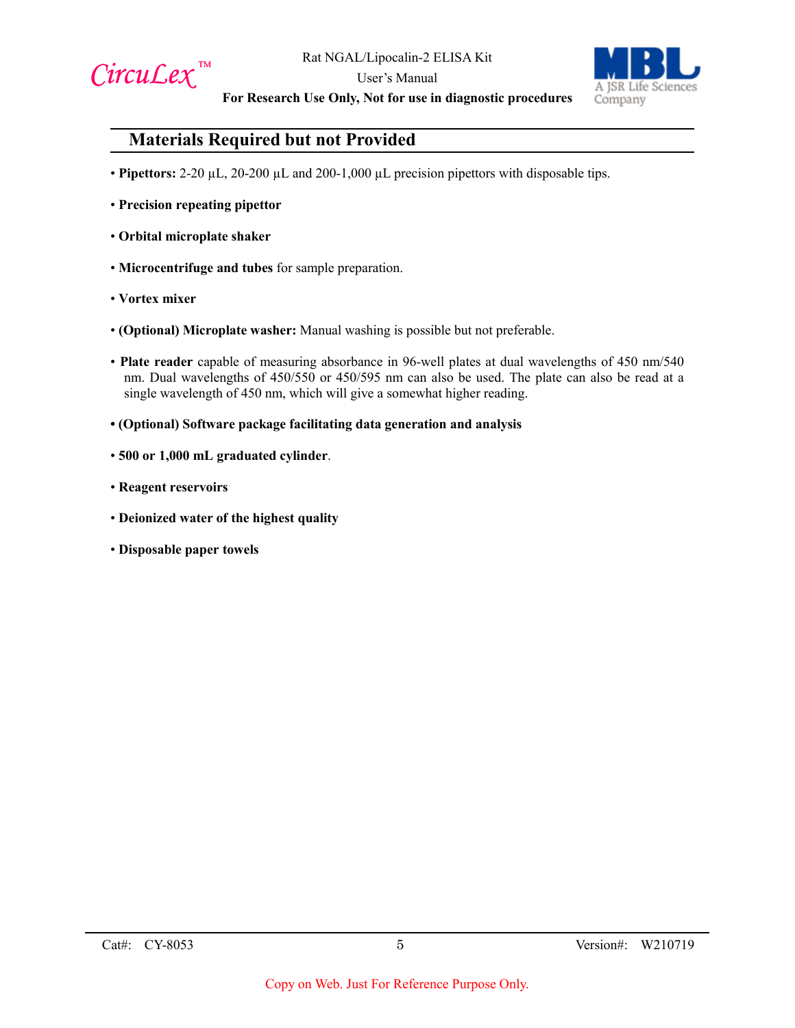## Materials Required but not Provided

- **Pipettors:** 2-20 µL, 20-200 µL and 200-1,000 µL precision pipettors with disposable tips.
- **Precision repeating pipettor**
- **Orbital microplate shaker**
- **Microcentrifuge and tubes** for sample preparation.
- **Vortex mixer**
- **(Optional) Microplate washer:** Manual washing is possible but not preferable.
- **Plate reader** capable of measuring absorbance in 96-well plates at dual wavelengths of 450 nm/540 nm. Dual wavelengths of 450/550 or 450/595 nm can also be used. The plate can also be read at a single wavelength of 450 nm, which will give a somewhat higher reading.
- **(Optional) Software package facilitating data generation and analysis**
- **500 or 1,000 mL graduated cylinder**.
- **Reagent reservoirs**
- **Deionized water of the highest quality**
- **Disposable paper towels**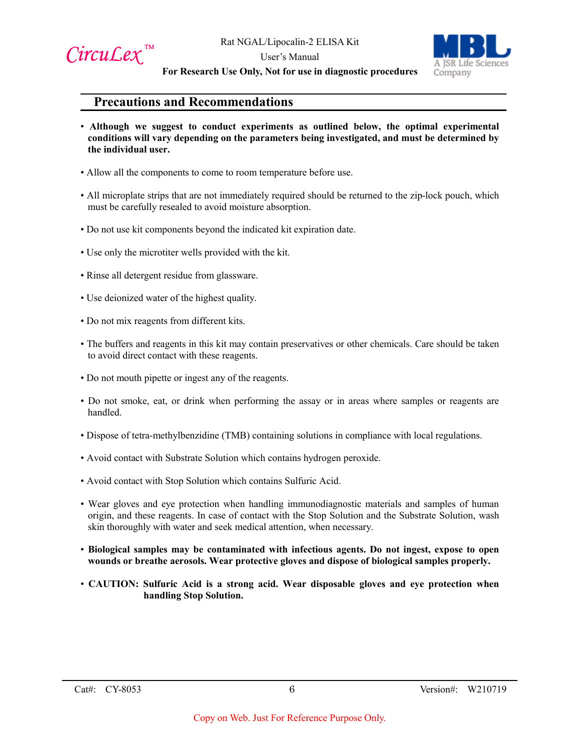## Precautions and Recommendations

- **Although we suggest to conduct experiments as outlined below, the optimal experimental conditions will vary depending on the parameters being investigated, and must be determined by the individual user.**
- Allow all the components to come to room temperature before use.
- All microplate strips that are not immediately required should be returned to the zip-lock pouch, which must be carefully resealed to avoid moisture absorption.
- Do not use kit components beyond the indicated kit expiration date.
- Use only the microtiter wells provided with the kit.
- Rinse all detergent residue from glassware.
- Use deionized water of the highest quality.
- Do not mix reagents from different kits.
- The buffers and reagents in this kit may contain preservatives or other chemicals. Care should be taken to avoid direct contact with these reagents.
- Do not mouth pipette or ingest any of the reagents.
- Do not smoke, eat, or drink when performing the assay or in areas where samples or reagents are handled.
- Dispose of tetra-methylbenzidine (TMB) containing solutions in compliance with local regulations.
- Avoid contact with Substrate Solution which contains hydrogen peroxide.
- Avoid contact with Stop Solution which contains Sulfuric Acid.
- Wear gloves and eye protection when handling immunodiagnostic materials and samples of human origin, and these reagents. In case of contact with the Stop Solution and the Substrate Solution, wash skin thoroughly with water and seek medical attention, when necessary.
- **Biological samples may be contaminated with infectious agents. Do not ingest, expose to open wounds or breathe aerosols. Wear protective gloves and dispose of biological samples properly.**
- **CAUTION: Sulfuric Acid is a strong acid. Wear disposable gloves and eye protection when handling Stop Solution.**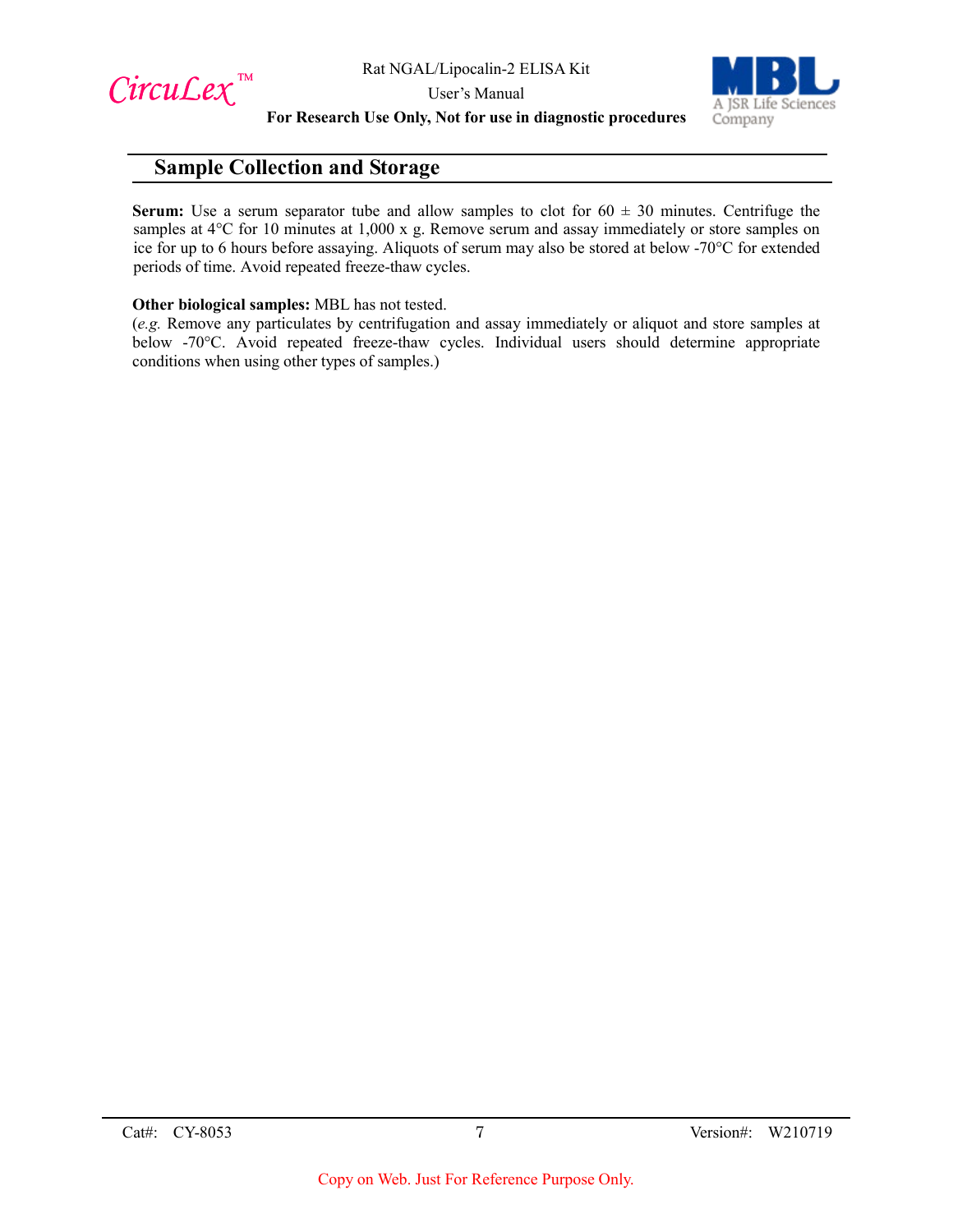## Sample Collection and Storage

**Serum:** Use a serum separator tube and allow samples to clot for 60 ± 30 minutes. Centrifuge the samples at 4°C for 10 minutes at 1,000 x g. Remove serum and assay immediately or store samples on ice for up to 6 hours before assaying. Aliquots of serum may also be stored at below -70°C for extended periods of time. Avoid repeated freeze-thaw cycles.

**Other biological samples:** MBL has not tested.
(*e.g.* Remove any particulates by centrifugation and assay immediately or aliquot and store samples at below -70°C. Avoid repeated freeze-thaw cycles. Individual users should determine appropriate conditions when using other types of samples.)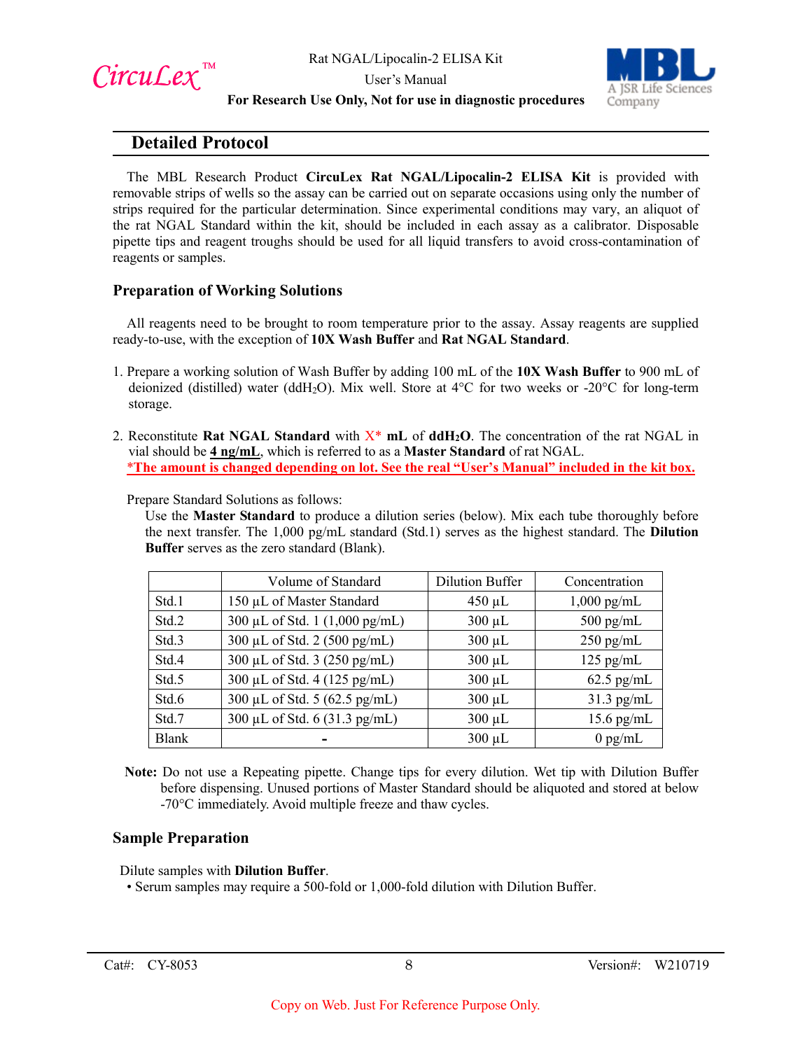## Detailed Protocol

The MBL Research Product **CircuLex Rat NGAL/Lipocalin-2 ELISA Kit** is provided with removable strips of wells so the assay can be carried out on separate occasions using only the number of strips required for the particular determination. Since experimental conditions may vary, an aliquot of the rat NGAL Standard within the kit, should be included in each assay as a calibrator. Disposable pipette tips and reagent troughs should be used for all liquid transfers to avoid cross-contamination of reagents or samples.

### Preparation of Working Solutions

All reagents need to be brought to room temperature prior to the assay. Assay reagents are supplied ready-to-use, with the exception of **10X Wash Buffer** and **Rat NGAL Standard**.

1. Prepare a working solution of Wash Buffer by adding 100 mL of the **10X Wash Buffer** to 900 mL of deionized (distilled) water (dd$H_2O$). Mix well. Store at 4°C for two weeks or -20°C for long-term storage.

2. Reconstitute **Rat NGAL Standard** with X* **mL** of **dd$H_2O$**. The concentration of the rat NGAL in vial should be **4 ng/mL**, which is referred to as a **Master Standard** of rat NGAL.
   ***The amount is changed depending on lot. See the real "User's Manual" included in the kit box.**

   Prepare Standard Solutions as follows:
   Use the **Master Standard** to produce a dilution series (below). Mix each tube thoroughly before the next transfer. The 1,000 pg/mL standard (Std.1) serves as the highest standard. The **Dilution Buffer** serves as the zero standard (Blank).

| | Volume of Standard | Dilution Buffer | Concentration |
|---|---|---|---|
| Std.1 | 150 µL of Master Standard | 450 µL | 1,000 pg/mL |
| Std.2 | 300 µL of Std. 1 (1,000 pg/mL) | 300 µL | 500 pg/mL |
| Std.3 | 300 µL of Std. 2 (500 pg/mL) | 300 µL | 250 pg/mL |
| Std.4 | 300 µL of Std. 3 (250 pg/mL) | 300 µL | 125 pg/mL |
| Std.5 | 300 µL of Std. 4 (125 pg/mL) | 300 µL | 62.5 pg/mL |
| Std.6 | 300 µL of Std. 5 (62.5 pg/mL) | 300 µL | 31.3 pg/mL |
| Std.7 | 300 µL of Std. 6 (31.3 pg/mL) | 300 µL | 15.6 pg/mL |
| Blank | - | 300 µL | 0 pg/mL |

**Note:** Do not use a Repeating pipette. Change tips for every dilution. Wet tip with Dilution Buffer before dispensing. Unused portions of Master Standard should be aliquoted and stored at below -70°C immediately. Avoid multiple freeze and thaw cycles.

### Sample Preparation

Dilute samples with **Dilution Buffer**.
- Serum samples may require a 500-fold or 1,000-fold dilution with Dilution Buffer.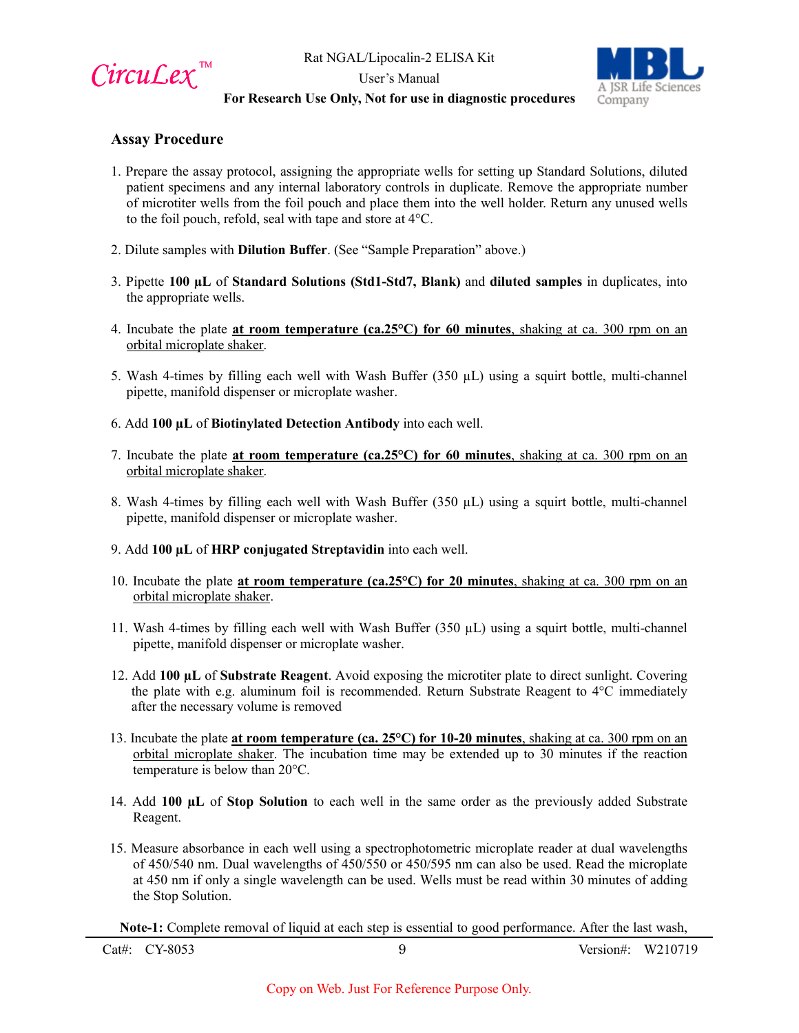## Assay Procedure

1. Prepare the assay protocol, assigning the appropriate wells for setting up Standard Solutions, diluted patient specimens and any internal laboratory controls in duplicate. Remove the appropriate number of microtiter wells from the foil pouch and place them into the well holder. Return any unused wells to the foil pouch, refold, seal with tape and store at 4°C.

2. Dilute samples with **Dilution Buffer**. (See "Sample Preparation" above.)

3. Pipette **100 µL** of **Standard Solutions (Std1-Std7, Blank)** and **diluted samples** in duplicates, into the appropriate wells.

4. Incubate the plate **at room temperature (ca.25°C) for 60 minutes**, shaking at ca. 300 rpm on an orbital microplate shaker.

5. Wash 4-times by filling each well with Wash Buffer (350 µL) using a squirt bottle, multi-channel pipette, manifold dispenser or microplate washer.

6. Add **100 µL** of **Biotinylated Detection Antibody** into each well.

7. Incubate the plate **at room temperature (ca.25°C) for 60 minutes**, shaking at ca. 300 rpm on an orbital microplate shaker.

8. Wash 4-times by filling each well with Wash Buffer (350 µL) using a squirt bottle, multi-channel pipette, manifold dispenser or microplate washer.

9. Add **100 µL** of **HRP conjugated Streptavidin** into each well.

10. Incubate the plate **at room temperature (ca.25°C) for 20 minutes**, shaking at ca. 300 rpm on an orbital microplate shaker.

11. Wash 4-times by filling each well with Wash Buffer (350 µL) using a squirt bottle, multi-channel pipette, manifold dispenser or microplate washer.

12. Add **100 µL** of **Substrate Reagent**. Avoid exposing the microtiter plate to direct sunlight. Covering the plate with e.g. aluminum foil is recommended. Return Substrate Reagent to 4°C immediately after the necessary volume is removed

13. Incubate the plate **at room temperature (ca. 25°C) for 10-20 minutes**, shaking at ca. 300 rpm on an orbital microplate shaker. The incubation time may be extended up to 30 minutes if the reaction temperature is below than 20°C.

14. Add **100 µL** of **Stop Solution** to each well in the same order as the previously added Substrate Reagent.

15. Measure absorbance in each well using a spectrophotometric microplate reader at dual wavelengths of 450/540 nm. Dual wavelengths of 450/550 or 450/595 nm can also be used. Read the microplate at 450 nm if only a single wavelength can be used. Wells must be read within 30 minutes of adding the Stop Solution.

**Note-1:** Complete removal of liquid at each step is essential to good performance. After the last wash,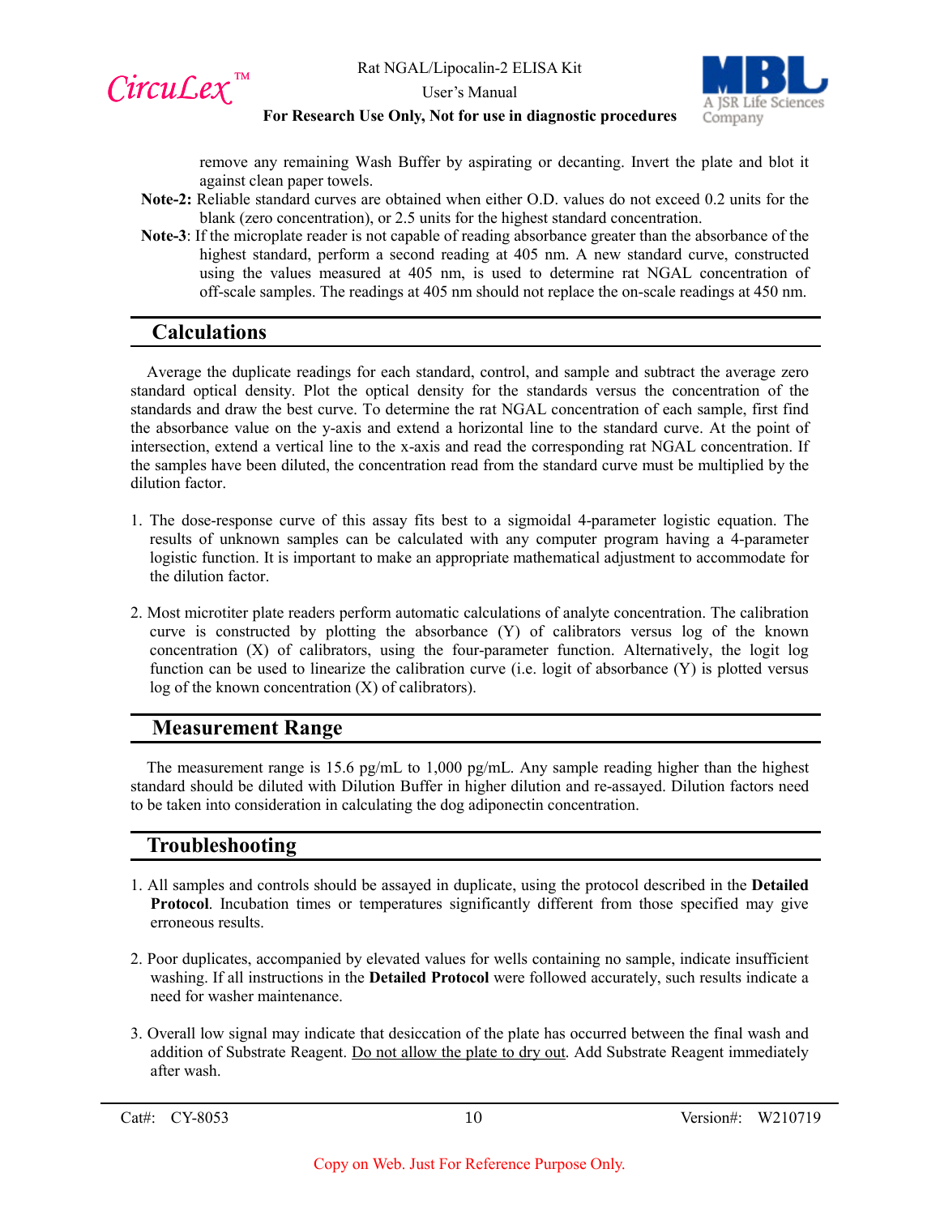remove any remaining Wash Buffer by aspirating or decanting. Invert the plate and blot it against clean paper towels.

**Note-2:** Reliable standard curves are obtained when either O.D. values do not exceed 0.2 units for the blank (zero concentration), or 2.5 units for the highest standard concentration.

**Note-3**: If the microplate reader is not capable of reading absorbance greater than the absorbance of the highest standard, perform a second reading at 405 nm. A new standard curve, constructed using the values measured at 405 nm, is used to determine rat NGAL concentration of off-scale samples. The readings at 405 nm should not replace the on-scale readings at 450 nm.

## Calculations

Average the duplicate readings for each standard, control, and sample and subtract the average zero standard optical density. Plot the optical density for the standards versus the concentration of the standards and draw the best curve. To determine the rat NGAL concentration of each sample, first find the absorbance value on the y-axis and extend a horizontal line to the standard curve. At the point of intersection, extend a vertical line to the x-axis and read the corresponding rat NGAL concentration. If the samples have been diluted, the concentration read from the standard curve must be multiplied by the dilution factor.

1. The dose-response curve of this assay fits best to a sigmoidal 4-parameter logistic equation. The results of unknown samples can be calculated with any computer program having a 4-parameter logistic function. It is important to make an appropriate mathematical adjustment to accommodate for the dilution factor.

2. Most microtiter plate readers perform automatic calculations of analyte concentration. The calibration curve is constructed by plotting the absorbance (Y) of calibrators versus log of the known concentration (X) of calibrators, using the four-parameter function. Alternatively, the logit log function can be used to linearize the calibration curve (i.e. logit of absorbance (Y) is plotted versus log of the known concentration (X) of calibrators).

## Measurement Range

The measurement range is 15.6 pg/mL to 1,000 pg/mL. Any sample reading higher than the highest standard should be diluted with Dilution Buffer in higher dilution and re-assayed. Dilution factors need to be taken into consideration in calculating the dog adiponectin concentration.

## Troubleshooting

1. All samples and controls should be assayed in duplicate, using the protocol described in the **Detailed Protocol**. Incubation times or temperatures significantly different from those specified may give erroneous results.

2. Poor duplicates, accompanied by elevated values for wells containing no sample, indicate insufficient washing. If all instructions in the **Detailed Protocol** were followed accurately, such results indicate a need for washer maintenance.

3. Overall low signal may indicate that desiccation of the plate has occurred between the final wash and addition of Substrate Reagent. Do not allow the plate to dry out. Add Substrate Reagent immediately after wash.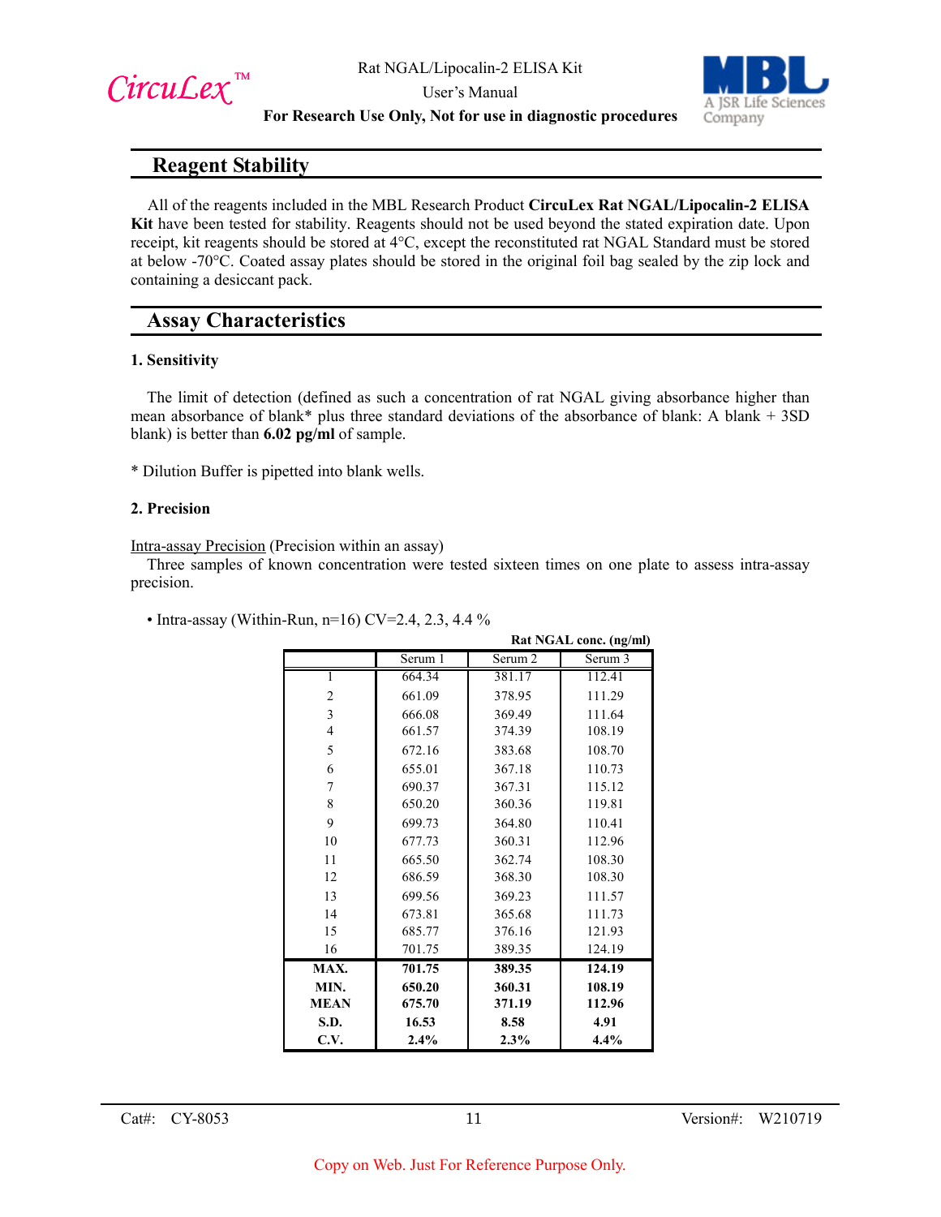## Reagent Stability

All of the reagents included in the MBL Research Product **CircuLex Rat NGAL/Lipocalin-2 ELISA Kit** have been tested for stability. Reagents should not be used beyond the stated expiration date. Upon receipt, kit reagents should be stored at 4°C, except the reconstituted rat NGAL Standard must be stored at below -70°C. Coated assay plates should be stored in the original foil bag sealed by the zip lock and containing a desiccant pack.

## Assay Characteristics

### 1. Sensitivity

The limit of detection (defined as such a concentration of rat NGAL giving absorbance higher than mean absorbance of blank* plus three standard deviations of the absorbance of blank: A blank + 3SD blank) is better than **6.02 pg/ml** of sample.

* Dilution Buffer is pipetted into blank wells.

### 2. Precision

Intra-assay Precision (Precision within an assay)

Three samples of known concentration were tested sixteen times on one plate to assess intra-assay precision.

- Intra-assay (Within-Run, n=16) CV=2.4, 2.3, 4.4 %

**Rat NGAL conc. (ng/ml)**

| | Serum 1 | Serum 2 | Serum 3 |
|---|---|---|---|
| 1 | 664.34 | 381.17 | 112.41 |
| 2 | 661.09 | 378.95 | 111.29 |
| 3 | 666.08 | 369.49 | 111.64 |
| 4 | 661.57 | 374.39 | 108.19 |
| 5 | 672.16 | 383.68 | 108.70 |
| 6 | 655.01 | 367.18 | 110.73 |
| 7 | 690.37 | 367.31 | 115.12 |
| 8 | 650.20 | 360.36 | 119.81 |
| 9 | 699.73 | 364.80 | 110.41 |
| 10 | 677.73 | 360.31 | 112.96 |
| 11 | 665.50 | 362.74 | 108.30 |
| 12 | 686.59 | 368.30 | 108.30 |
| 13 | 699.56 | 369.23 | 111.57 |
| 14 | 673.81 | 365.68 | 111.73 |
| 15 | 685.77 | 376.16 | 121.93 |
| 16 | 701.75 | 389.35 | 124.19 |
| **MAX.** | **701.75** | **389.35** | **124.19** |
| **MIN.** | **650.20** | **360.31** | **108.19** |
| **MEAN** | **675.70** | **371.19** | **112.96** |
| **S.D.** | **16.53** | **8.58** | **4.91** |
| **C.V.** | **2.4%** | **2.3%** | **4.4%** |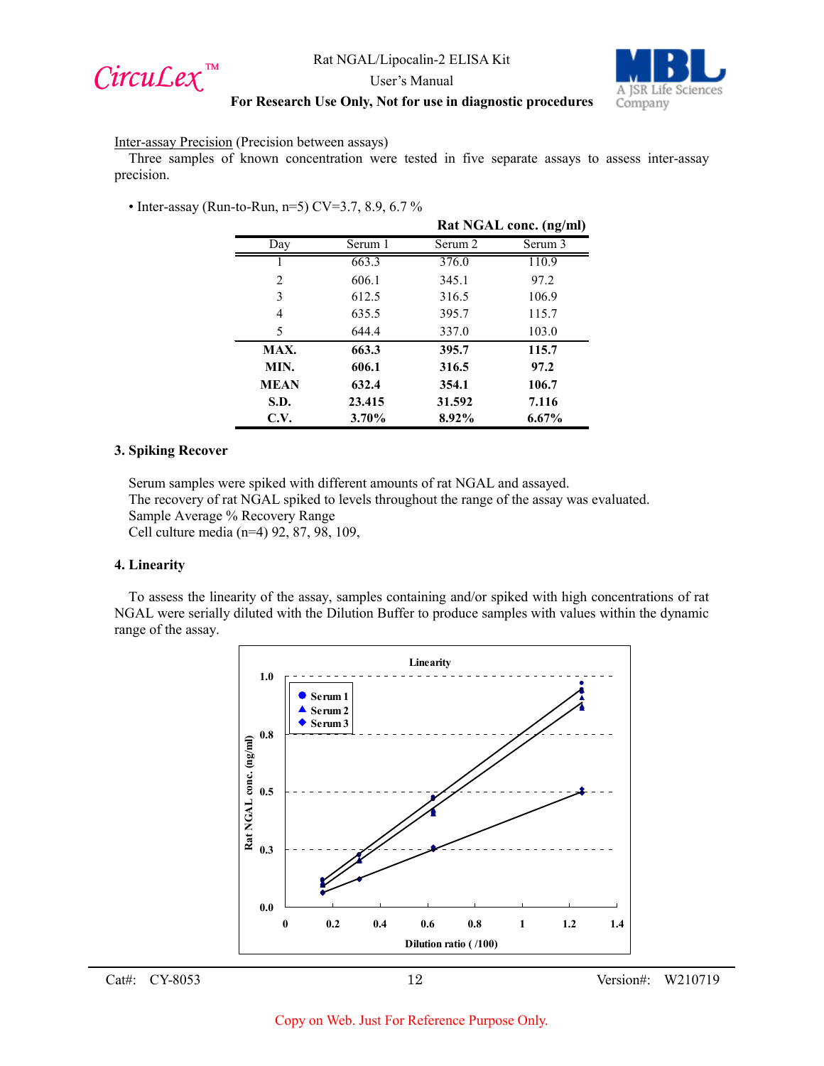Inter-assay Precision (Precision between assays)

Three samples of known concentration were tested in five separate assays to assess inter-assay precision.

- Inter-assay (Run-to-Run, n=5) CV=3.7, 8.9, 6.7 %

| | Rat NGAL conc. (ng/ml) | | |
|---|---|---|---|
| Day | Serum 1 | Serum 2 | Serum 3 |
| 1 | 663.3 | 376.0 | 110.9 |
| 2 | 606.1 | 345.1 | 97.2 |
| 3 | 612.5 | 316.5 | 106.9 |
| 4 | 635.5 | 395.7 | 115.7 |
| 5 | 644.4 | 337.0 | 103.0 |
| **MAX.** | **663.3** | **395.7** | **115.7** |
| **MIN.** | **606.1** | **316.5** | **97.2** |
| **MEAN** | **632.4** | **354.1** | **106.7** |
| **S.D.** | **23.415** | **31.592** | **7.116** |
| **C.V.** | **3.70%** | **8.92%** | **6.67%** |

### 3. Spiking Recover

Serum samples were spiked with different amounts of rat NGAL and assayed.
The recovery of rat NGAL spiked to levels throughout the range of the assay was evaluated.
Sample Average % Recovery Range
Cell culture media (n=4) 92, 87, 98, 109,

### 4. Linearity

To assess the linearity of the assay, samples containing and/or spiked with high concentrations of rat NGAL were serially diluted with the Dilution Buffer to produce samples with values within the dynamic range of the assay.

**Linearity**

(Chart: Rat NGAL conc. (ng/ml) vs. Dilution ratio ( /100); legend: Serum 1, Serum 2, Serum 3)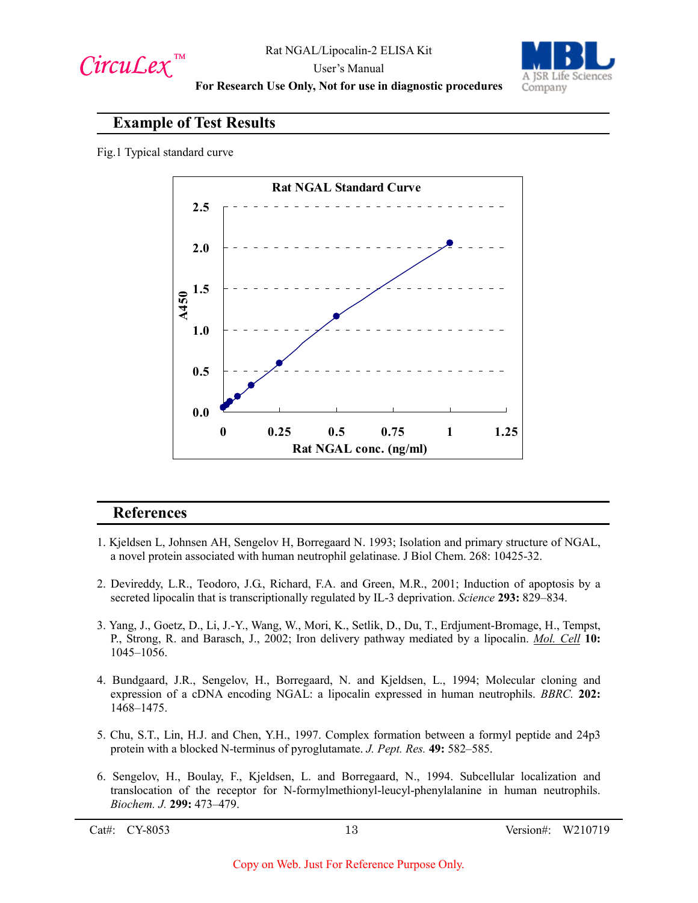## Example of Test Results

Fig.1 Typical standard curve

Rat NGAL Standard Curve

A450

Rat NGAL conc. (ng/ml)

## References

1. Kjeldsen L, Johnsen AH, Sengelov H, Borregaard N. 1993; Isolation and primary structure of NGAL, a novel protein associated with human neutrophil gelatinase. J Biol Chem. 268: 10425-32.

2. Devireddy, L.R., Teodoro, J.G., Richard, F.A. and Green, M.R., 2001; Induction of apoptosis by a secreted lipocalin that is transcriptionally regulated by IL-3 deprivation. *Science* **293:** 829–834.

3. Yang, J., Goetz, D., Li, J.-Y., Wang, W., Mori, K., Setlik, D., Du, T., Erdjument-Bromage, H., Tempst, P., Strong, R. and Barasch, J., 2002; Iron delivery pathway mediated by a lipocalin. *Mol. Cell* **10:** 1045–1056.

4. Bundgaard, J.R., Sengelov, H., Borregaard, N. and Kjeldsen, L., 1994; Molecular cloning and expression of a cDNA encoding NGAL: a lipocalin expressed in human neutrophils. *BBRC.* **202:** 1468–1475.

5. Chu, S.T., Lin, H.J. and Chen, Y.H., 1997. Complex formation between a formyl peptide and 24p3 protein with a blocked N-terminus of pyroglutamate. *J. Pept. Res.* **49:** 582–585.

6. Sengelov, H., Boulay, F., Kjeldsen, L. and Borregaard, N., 1994. Subcellular localization and translocation of the receptor for N-formylmethionyl-leucyl-phenylalanine in human neutrophils. *Biochem. J.* **299:** 473–479.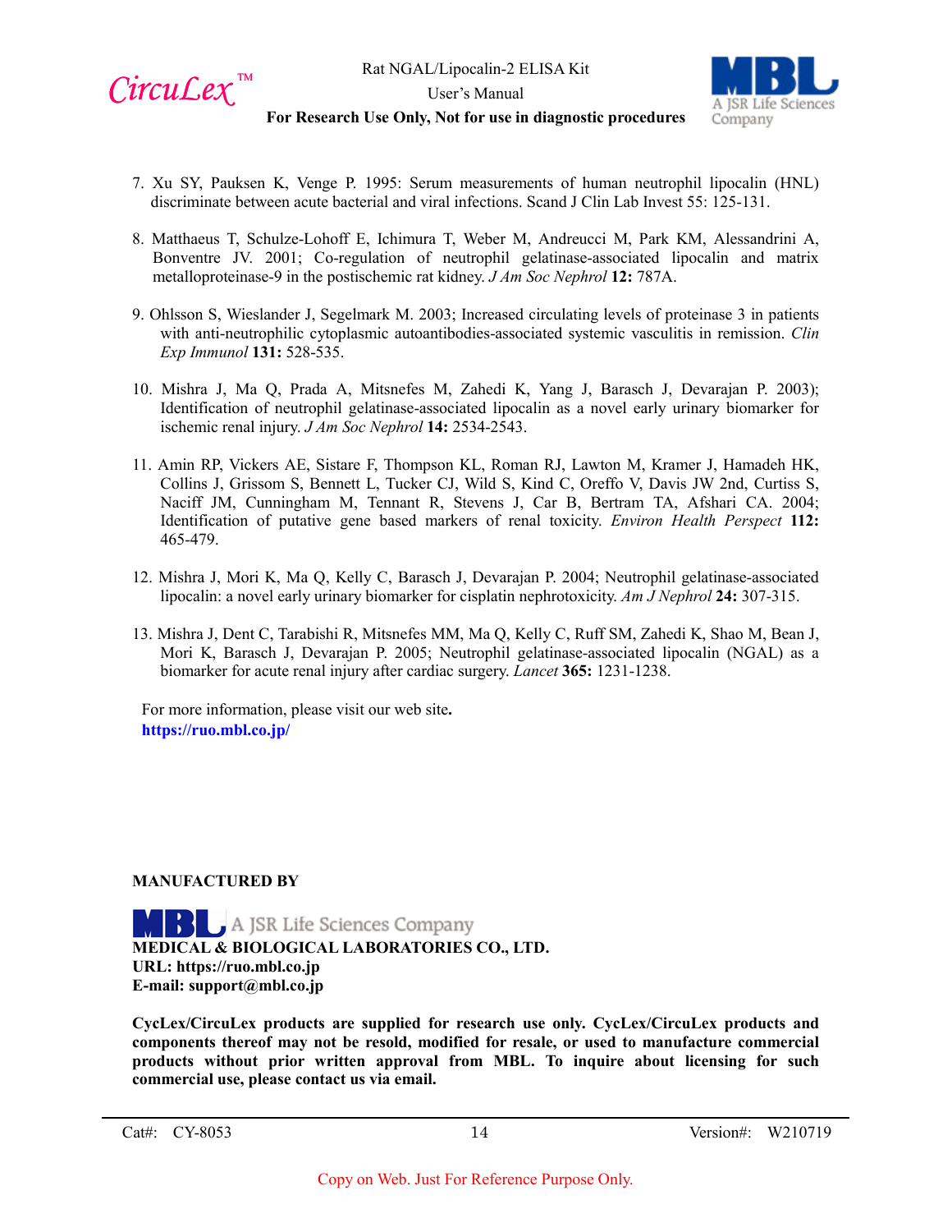7. Xu SY, Pauksen K, Venge P. 1995: Serum measurements of human neutrophil lipocalin (HNL) discriminate between acute bacterial and viral infections. Scand J Clin Lab Invest 55: 125-131.

8. Matthaeus T, Schulze-Lohoff E, Ichimura T, Weber M, Andreucci M, Park KM, Alessandrini A, Bonventre JV. 2001; Co-regulation of neutrophil gelatinase-associated lipocalin and matrix metalloproteinase-9 in the postischemic rat kidney. *J Am Soc Nephrol* **12:** 787A.

9. Ohlsson S, Wieslander J, Segelmark M. 2003; Increased circulating levels of proteinase 3 in patients with anti-neutrophilic cytoplasmic autoantibodies-associated systemic vasculitis in remission. *Clin Exp Immunol* **131:** 528-535.

10. Mishra J, Ma Q, Prada A, Mitsnefes M, Zahedi K, Yang J, Barasch J, Devarajan P. 2003); Identification of neutrophil gelatinase-associated lipocalin as a novel early urinary biomarker for ischemic renal injury. *J Am Soc Nephrol* **14:** 2534-2543.

11. Amin RP, Vickers AE, Sistare F, Thompson KL, Roman RJ, Lawton M, Kramer J, Hamadeh HK, Collins J, Grissom S, Bennett L, Tucker CJ, Wild S, Kind C, Oreffo V, Davis JW 2nd, Curtiss S, Naciff JM, Cunningham M, Tennant R, Stevens J, Car B, Bertram TA, Afshari CA. 2004; Identification of putative gene based markers of renal toxicity. *Environ Health Perspect* **112:** 465-479.

12. Mishra J, Mori K, Ma Q, Kelly C, Barasch J, Devarajan P. 2004; Neutrophil gelatinase-associated lipocalin: a novel early urinary biomarker for cisplatin nephrotoxicity. *Am J Nephrol* **24:** 307-315.

13. Mishra J, Dent C, Tarabishi R, Mitsnefes MM, Ma Q, Kelly C, Ruff SM, Zahedi K, Shao M, Bean J, Mori K, Barasch J, Devarajan P. 2005; Neutrophil gelatinase-associated lipocalin (NGAL) as a biomarker for acute renal injury after cardiac surgery. *Lancet* **365:** 1231-1238.

For more information, please visit our web site**.**
**https://ruo.mbl.co.jp/**

**MANUFACTURED BY**

A JSR Life Sciences Company
**MEDICAL & BIOLOGICAL LABORATORIES CO., LTD.**
**URL: https://ruo.mbl.co.jp**
**E-mail: support@mbl.co.jp**

**CycLex/CircuLex products are supplied for research use only. CycLex/CircuLex products and components thereof may not be resold, modified for resale, or used to manufacture commercial products without prior written approval from MBL. To inquire about licensing for such commercial use, please contact us via email.**